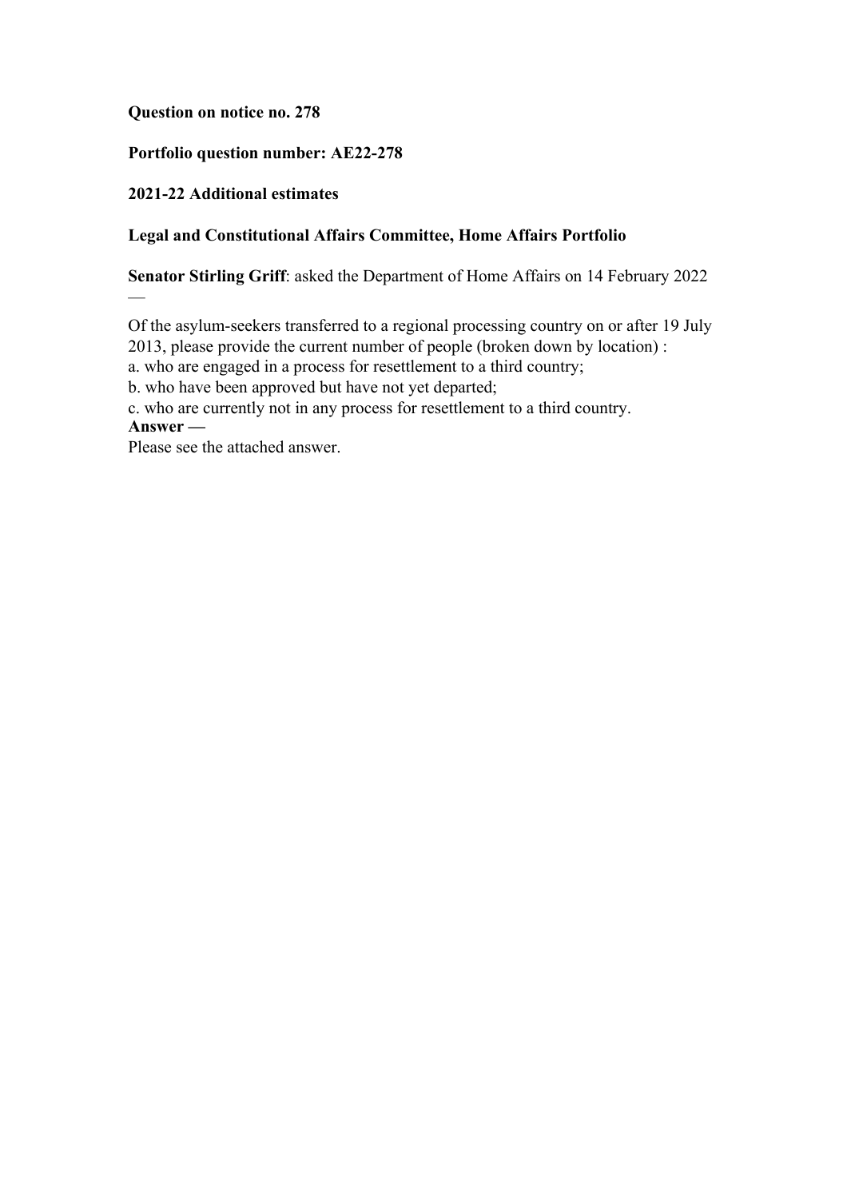**Question on notice no. 278**

**Portfolio question number: AE22-278**

**2021-22 Additional estimates**

**Legal and Constitutional Affairs Committee, Home Affairs Portfolio**

**Senator Stirling Griff**: asked the Department of Home Affairs on 14 February 2022 —

Of the asylum-seekers transferred to a regional processing country on or after 19 July 2013, please provide the current number of people (broken down by location) :
a. who are engaged in a process for resettlement to a third country;
b. who have been approved but have not yet departed;
c. who are currently not in any process for resettlement to a third country.

**Answer —**

Please see the attached answer.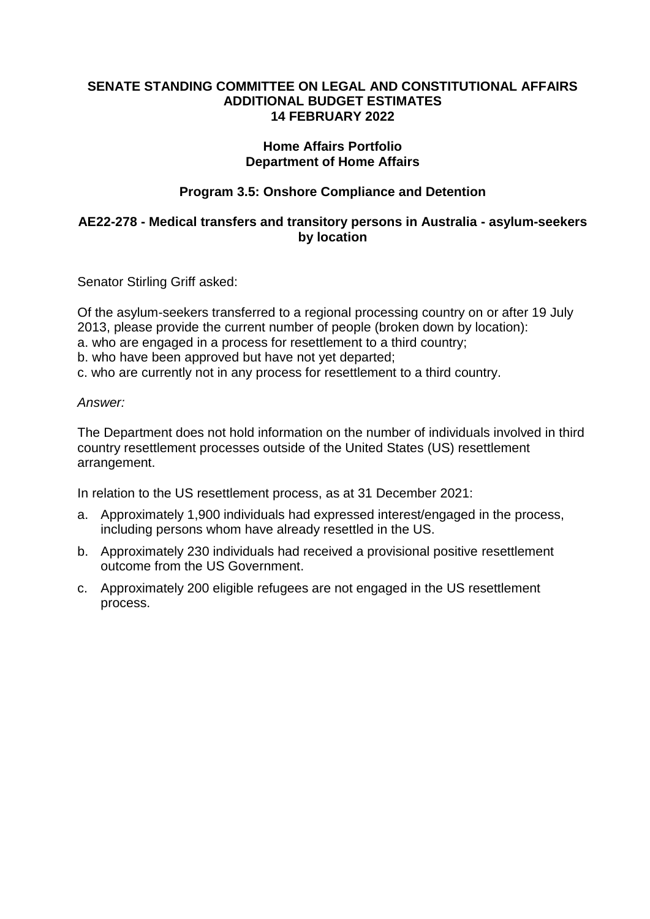**SENATE STANDING COMMITTEE ON LEGAL AND CONSTITUTIONAL AFFAIRS**
**ADDITIONAL BUDGET ESTIMATES**
**14 FEBRUARY 2022**

**Home Affairs Portfolio**
**Department of Home Affairs**

**Program 3.5: Onshore Compliance and Detention**

**AE22-278 - Medical transfers and transitory persons in Australia - asylum-seekers by location**

Senator Stirling Griff asked:

Of the asylum-seekers transferred to a regional processing country on or after 19 July 2013, please provide the current number of people (broken down by location):
a. who are engaged in a process for resettlement to a third country;
b. who have been approved but have not yet departed;
c. who are currently not in any process for resettlement to a third country.

*Answer:*

The Department does not hold information on the number of individuals involved in third country resettlement processes outside of the United States (US) resettlement arrangement.

In relation to the US resettlement process, as at 31 December 2021:

a. Approximately 1,900 individuals had expressed interest/engaged in the process, including persons whom have already resettled in the US.
b. Approximately 230 individuals had received a provisional positive resettlement outcome from the US Government.
c. Approximately 200 eligible refugees are not engaged in the US resettlement process.